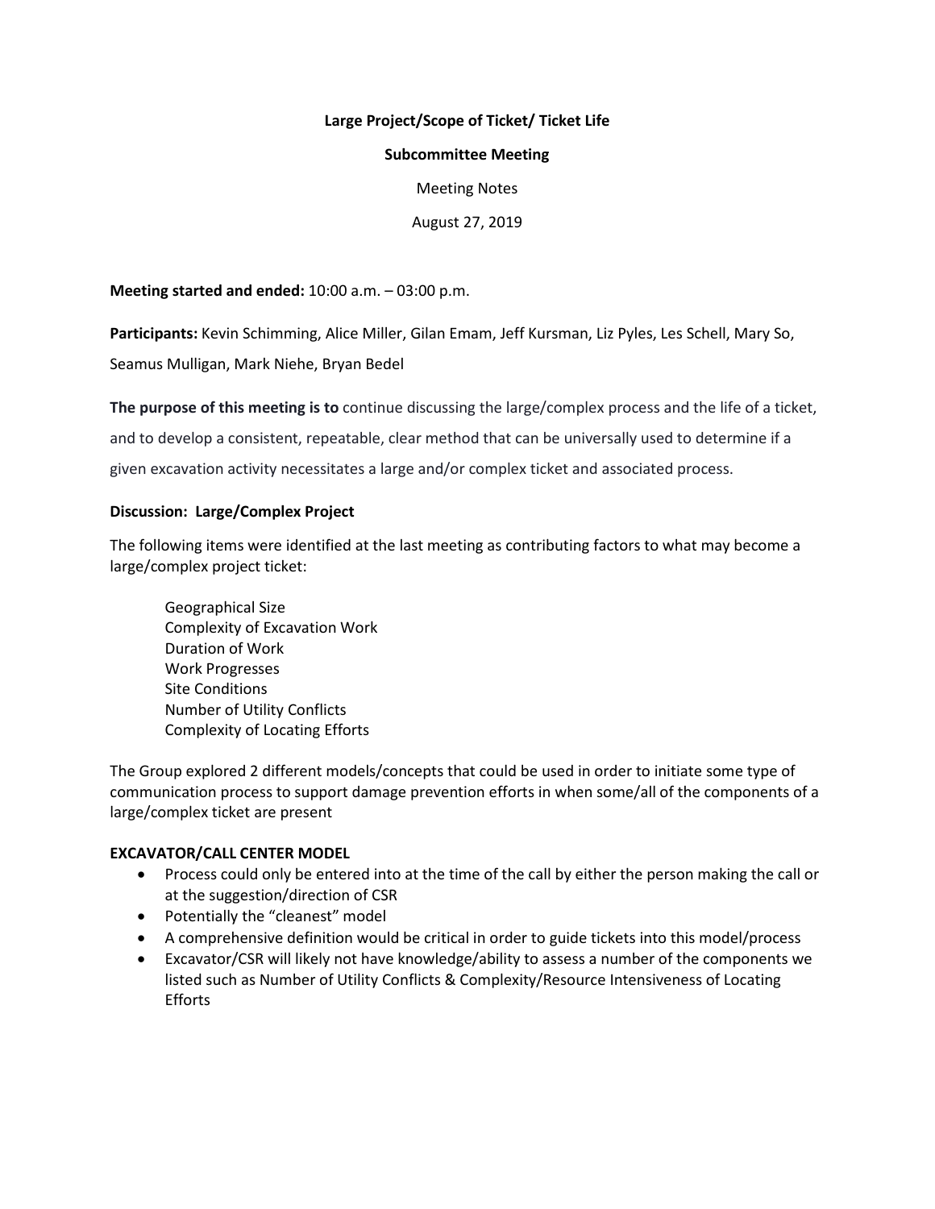**Large Project/Scope of Ticket/ Ticket Life**

**Subcommittee Meeting**

Meeting Notes

August 27, 2019

**Meeting started and ended:** 10:00 a.m. – 03:00 p.m.

**Participants:** Kevin Schimming, Alice Miller, Gilan Emam, Jeff Kursman, Liz Pyles, Les Schell, Mary So, Seamus Mulligan, Mark Niehe, Bryan Bedel

**The purpose of this meeting is to** continue discussing the large/complex process and the life of a ticket, and to develop a consistent, repeatable, clear method that can be universally used to determine if a given excavation activity necessitates a large and/or complex ticket and associated process.

**Discussion: Large/Complex Project**

The following items were identified at the last meeting as contributing factors to what may become a large/complex project ticket:

Geographical Size
Complexity of Excavation Work
Duration of Work
Work Progresses
Site Conditions
Number of Utility Conflicts
Complexity of Locating Efforts

The Group explored 2 different models/concepts that could be used in order to initiate some type of communication process to support damage prevention efforts in when some/all of the components of a large/complex ticket are present

**EXCAVATOR/CALL CENTER MODEL**

- Process could only be entered into at the time of the call by either the person making the call or at the suggestion/direction of CSR
- Potentially the "cleanest" model
- A comprehensive definition would be critical in order to guide tickets into this model/process
- Excavator/CSR will likely not have knowledge/ability to assess a number of the components we listed such as Number of Utility Conflicts & Complexity/Resource Intensiveness of Locating Efforts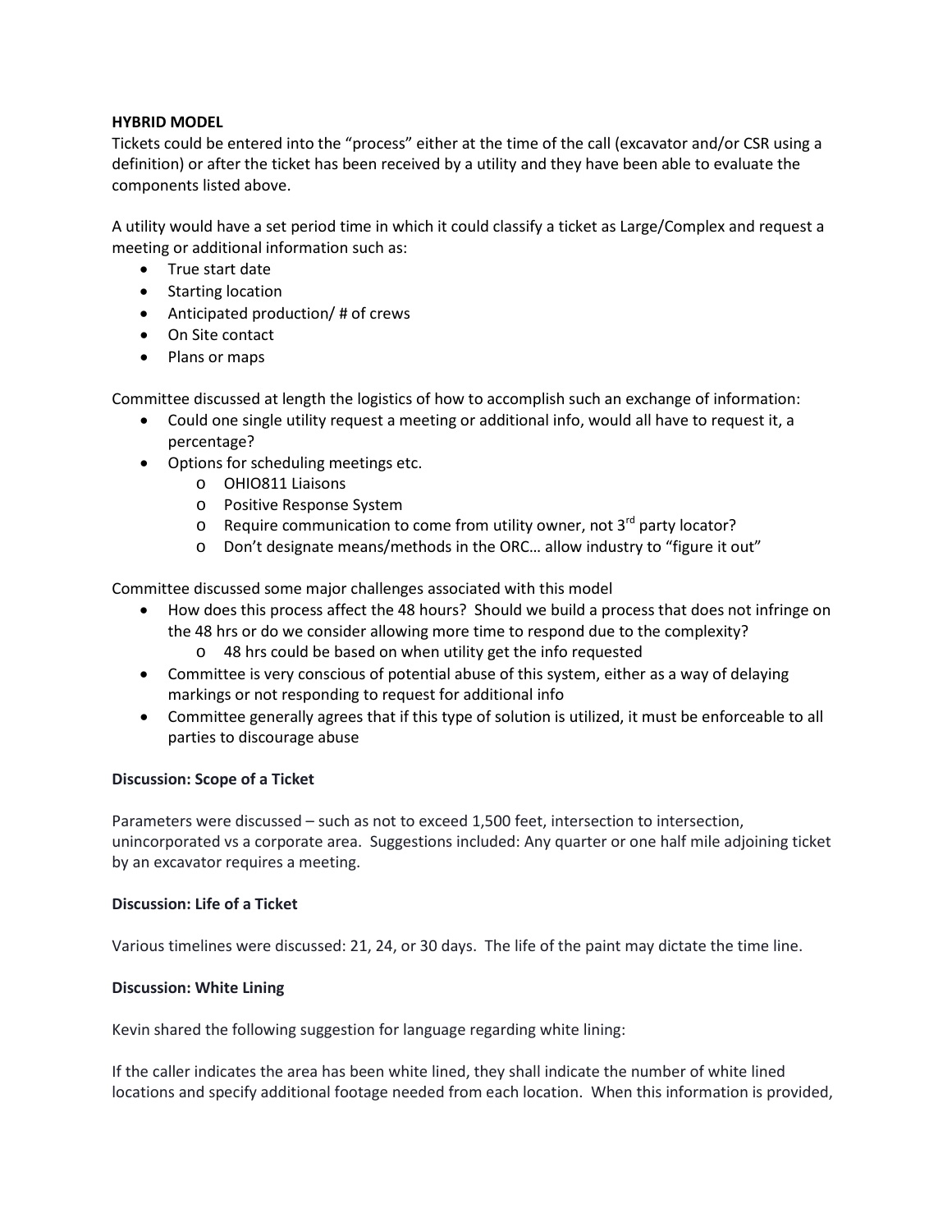**HYBRID MODEL**

Tickets could be entered into the "process" either at the time of the call (excavator and/or CSR using a definition) or after the ticket has been received by a utility and they have been able to evaluate the components listed above.

A utility would have a set period time in which it could classify a ticket as Large/Complex and request a meeting or additional information such as:

- True start date
- Starting location
- Anticipated production/ # of crews
- On Site contact
- Plans or maps

Committee discussed at length the logistics of how to accomplish such an exchange of information:

- Could one single utility request a meeting or additional info, would all have to request it, a percentage?
- Options for scheduling meetings etc.
  - OHIO811 Liaisons
  - Positive Response System
  - Require communication to come from utility owner, not 3rd party locator?
  - Don't designate means/methods in the ORC… allow industry to "figure it out"

Committee discussed some major challenges associated with this model

- How does this process affect the 48 hours? Should we build a process that does not infringe on the 48 hrs or do we consider allowing more time to respond due to the complexity?
  - 48 hrs could be based on when utility get the info requested
- Committee is very conscious of potential abuse of this system, either as a way of delaying markings or not responding to request for additional info
- Committee generally agrees that if this type of solution is utilized, it must be enforceable to all parties to discourage abuse

**Discussion: Scope of a Ticket**

Parameters were discussed – such as not to exceed 1,500 feet, intersection to intersection, unincorporated vs a corporate area. Suggestions included: Any quarter or one half mile adjoining ticket by an excavator requires a meeting.

**Discussion: Life of a Ticket**

Various timelines were discussed: 21, 24, or 30 days. The life of the paint may dictate the time line.

**Discussion: White Lining**

Kevin shared the following suggestion for language regarding white lining:

If the caller indicates the area has been white lined, they shall indicate the number of white lined locations and specify additional footage needed from each location. When this information is provided,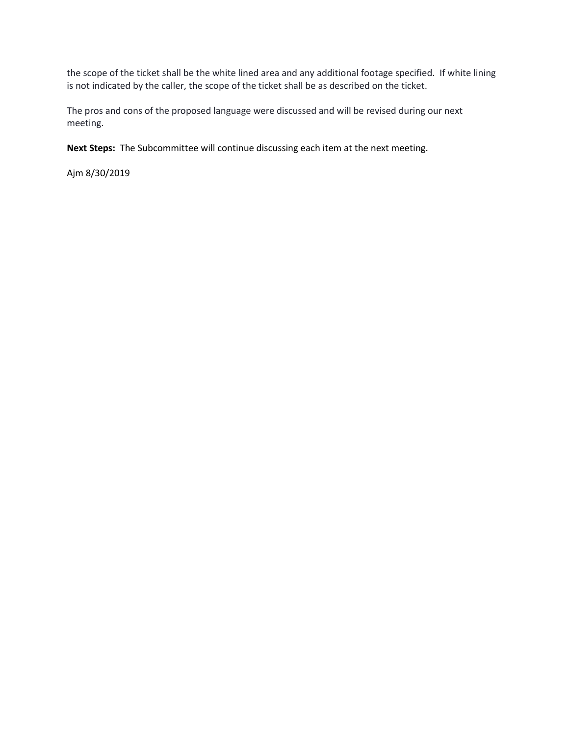the scope of the ticket shall be the white lined area and any additional footage specified. If white lining is not indicated by the caller, the scope of the ticket shall be as described on the ticket.

The pros and cons of the proposed language were discussed and will be revised during our next meeting.

**Next Steps:** The Subcommittee will continue discussing each item at the next meeting.

Ajm 8/30/2019